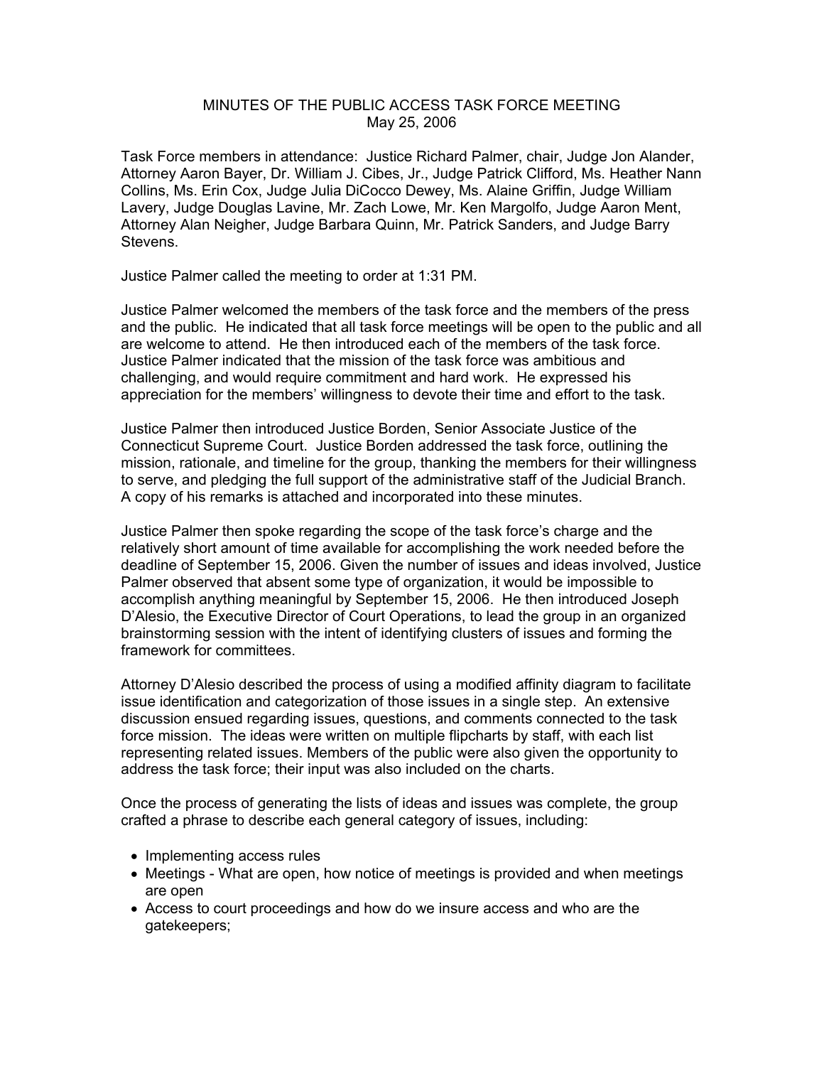# MINUTES OF THE PUBLIC ACCESS TASK FORCE MEETING
May 25, 2006

Task Force members in attendance: Justice Richard Palmer, chair, Judge Jon Alander, Attorney Aaron Bayer, Dr. William J. Cibes, Jr., Judge Patrick Clifford, Ms. Heather Nann Collins, Ms. Erin Cox, Judge Julia DiCocco Dewey, Ms. Alaine Griffin, Judge William Lavery, Judge Douglas Lavine, Mr. Zach Lowe, Mr. Ken Margolfo, Judge Aaron Ment, Attorney Alan Neigher, Judge Barbara Quinn, Mr. Patrick Sanders, and Judge Barry Stevens.

Justice Palmer called the meeting to order at 1:31 PM.

Justice Palmer welcomed the members of the task force and the members of the press and the public. He indicated that all task force meetings will be open to the public and all are welcome to attend. He then introduced each of the members of the task force. Justice Palmer indicated that the mission of the task force was ambitious and challenging, and would require commitment and hard work. He expressed his appreciation for the members' willingness to devote their time and effort to the task.

Justice Palmer then introduced Justice Borden, Senior Associate Justice of the Connecticut Supreme Court. Justice Borden addressed the task force, outlining the mission, rationale, and timeline for the group, thanking the members for their willingness to serve, and pledging the full support of the administrative staff of the Judicial Branch. A copy of his remarks is attached and incorporated into these minutes.

Justice Palmer then spoke regarding the scope of the task force's charge and the relatively short amount of time available for accomplishing the work needed before the deadline of September 15, 2006. Given the number of issues and ideas involved, Justice Palmer observed that absent some type of organization, it would be impossible to accomplish anything meaningful by September 15, 2006. He then introduced Joseph D'Alesio, the Executive Director of Court Operations, to lead the group in an organized brainstorming session with the intent of identifying clusters of issues and forming the framework for committees.

Attorney D'Alesio described the process of using a modified affinity diagram to facilitate issue identification and categorization of those issues in a single step. An extensive discussion ensued regarding issues, questions, and comments connected to the task force mission. The ideas were written on multiple flipcharts by staff, with each list representing related issues. Members of the public were also given the opportunity to address the task force; their input was also included on the charts.

Once the process of generating the lists of ideas and issues was complete, the group crafted a phrase to describe each general category of issues, including:

- Implementing access rules
- Meetings - What are open, how notice of meetings is provided and when meetings are open
- Access to court proceedings and how do we insure access and who are the gatekeepers;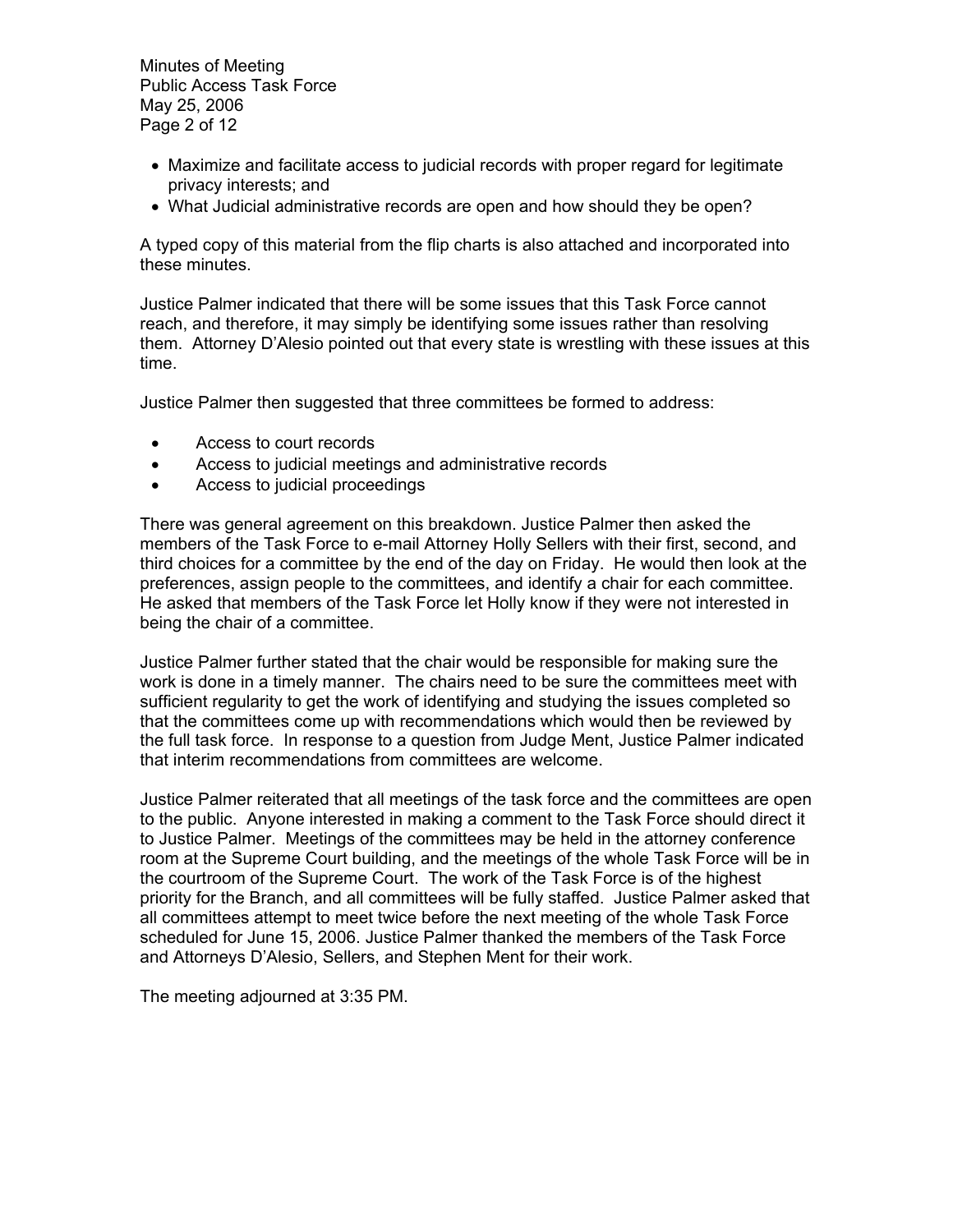- Maximize and facilitate access to judicial records with proper regard for legitimate privacy interests; and
- What Judicial administrative records are open and how should they be open?

A typed copy of this material from the flip charts is also attached and incorporated into these minutes.

Justice Palmer indicated that there will be some issues that this Task Force cannot reach, and therefore, it may simply be identifying some issues rather than resolving them. Attorney D'Alesio pointed out that every state is wrestling with these issues at this time.

Justice Palmer then suggested that three committees be formed to address:

- Access to court records
- Access to judicial meetings and administrative records
- Access to judicial proceedings

There was general agreement on this breakdown. Justice Palmer then asked the members of the Task Force to e-mail Attorney Holly Sellers with their first, second, and third choices for a committee by the end of the day on Friday. He would then look at the preferences, assign people to the committees, and identify a chair for each committee. He asked that members of the Task Force let Holly know if they were not interested in being the chair of a committee.

Justice Palmer further stated that the chair would be responsible for making sure the work is done in a timely manner. The chairs need to be sure the committees meet with sufficient regularity to get the work of identifying and studying the issues completed so that the committees come up with recommendations which would then be reviewed by the full task force. In response to a question from Judge Ment, Justice Palmer indicated that interim recommendations from committees are welcome.

Justice Palmer reiterated that all meetings of the task force and the committees are open to the public. Anyone interested in making a comment to the Task Force should direct it to Justice Palmer. Meetings of the committees may be held in the attorney conference room at the Supreme Court building, and the meetings of the whole Task Force will be in the courtroom of the Supreme Court. The work of the Task Force is of the highest priority for the Branch, and all committees will be fully staffed. Justice Palmer asked that all committees attempt to meet twice before the next meeting of the whole Task Force scheduled for June 15, 2006. Justice Palmer thanked the members of the Task Force and Attorneys D'Alesio, Sellers, and Stephen Ment for their work.

The meeting adjourned at 3:35 PM.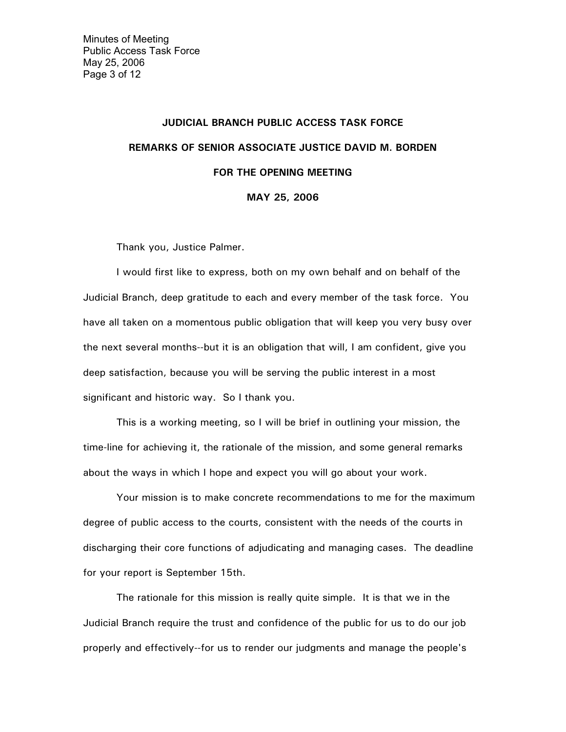**JUDICIAL BRANCH PUBLIC ACCESS TASK FORCE**

**REMARKS OF SENIOR ASSOCIATE JUSTICE DAVID M. BORDEN**

**FOR THE OPENING MEETING**

**MAY 25, 2006**

Thank you, Justice Palmer.

I would first like to express, both on my own behalf and on behalf of the Judicial Branch, deep gratitude to each and every member of the task force. You have all taken on a momentous public obligation that will keep you very busy over the next several months--but it is an obligation that will, I am confident, give you deep satisfaction, because you will be serving the public interest in a most significant and historic way. So I thank you.

This is a working meeting, so I will be brief in outlining your mission, the time-line for achieving it, the rationale of the mission, and some general remarks about the ways in which I hope and expect you will go about your work.

Your mission is to make concrete recommendations to me for the maximum degree of public access to the courts, consistent with the needs of the courts in discharging their core functions of adjudicating and managing cases. The deadline for your report is September 15th.

The rationale for this mission is really quite simple. It is that we in the Judicial Branch require the trust and confidence of the public for us to do our job properly and effectively--for us to render our judgments and manage the people's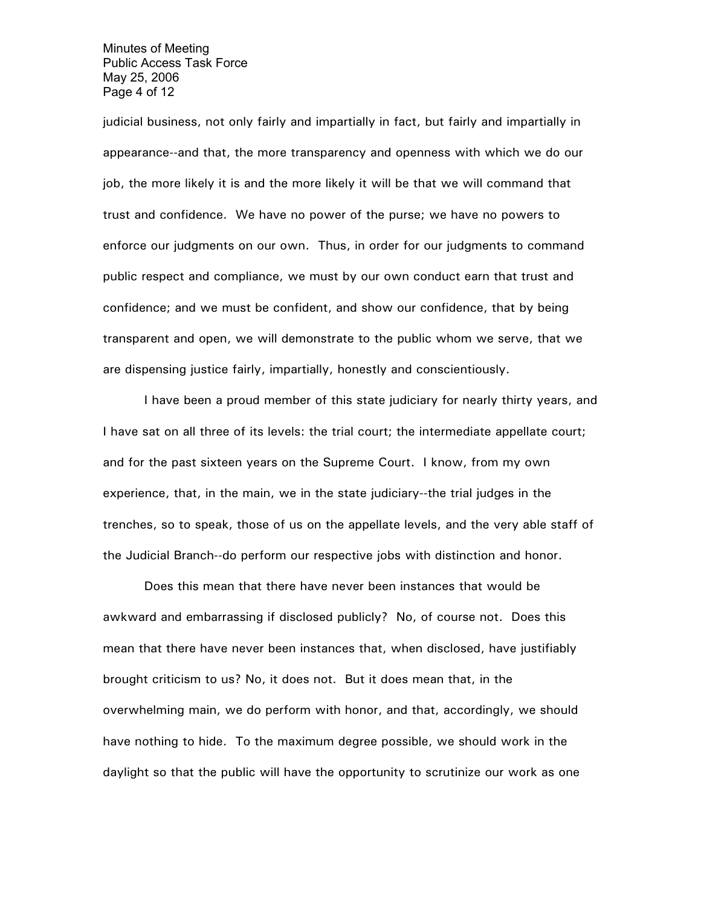judicial business, not only fairly and impartially in fact, but fairly and impartially in appearance--and that, the more transparency and openness with which we do our job, the more likely it is and the more likely it will be that we will command that trust and confidence. We have no power of the purse; we have no powers to enforce our judgments on our own. Thus, in order for our judgments to command public respect and compliance, we must by our own conduct earn that trust and confidence; and we must be confident, and show our confidence, that by being transparent and open, we will demonstrate to the public whom we serve, that we are dispensing justice fairly, impartially, honestly and conscientiously.

I have been a proud member of this state judiciary for nearly thirty years, and I have sat on all three of its levels: the trial court; the intermediate appellate court; and for the past sixteen years on the Supreme Court. I know, from my own experience, that, in the main, we in the state judiciary--the trial judges in the trenches, so to speak, those of us on the appellate levels, and the very able staff of the Judicial Branch--do perform our respective jobs with distinction and honor.

Does this mean that there have never been instances that would be awkward and embarrassing if disclosed publicly? No, of course not. Does this mean that there have never been instances that, when disclosed, have justifiably brought criticism to us? No, it does not. But it does mean that, in the overwhelming main, we do perform with honor, and that, accordingly, we should have nothing to hide. To the maximum degree possible, we should work in the daylight so that the public will have the opportunity to scrutinize our work as one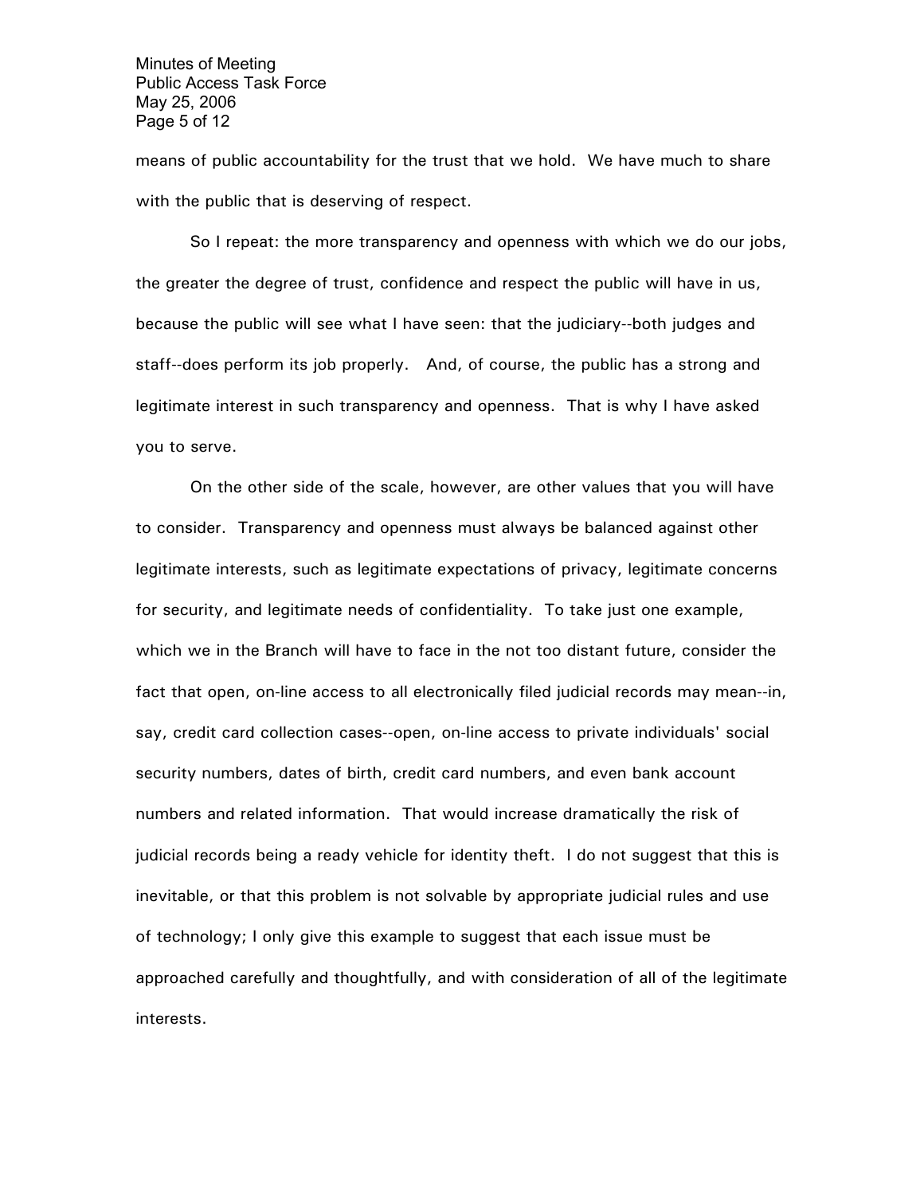means of public accountability for the trust that we hold. We have much to share with the public that is deserving of respect.

So I repeat: the more transparency and openness with which we do our jobs, the greater the degree of trust, confidence and respect the public will have in us, because the public will see what I have seen: that the judiciary--both judges and staff--does perform its job properly. And, of course, the public has a strong and legitimate interest in such transparency and openness. That is why I have asked you to serve.

On the other side of the scale, however, are other values that you will have to consider. Transparency and openness must always be balanced against other legitimate interests, such as legitimate expectations of privacy, legitimate concerns for security, and legitimate needs of confidentiality. To take just one example, which we in the Branch will have to face in the not too distant future, consider the fact that open, on-line access to all electronically filed judicial records may mean--in, say, credit card collection cases--open, on-line access to private individuals' social security numbers, dates of birth, credit card numbers, and even bank account numbers and related information. That would increase dramatically the risk of judicial records being a ready vehicle for identity theft. I do not suggest that this is inevitable, or that this problem is not solvable by appropriate judicial rules and use of technology; I only give this example to suggest that each issue must be approached carefully and thoughtfully, and with consideration of all of the legitimate interests.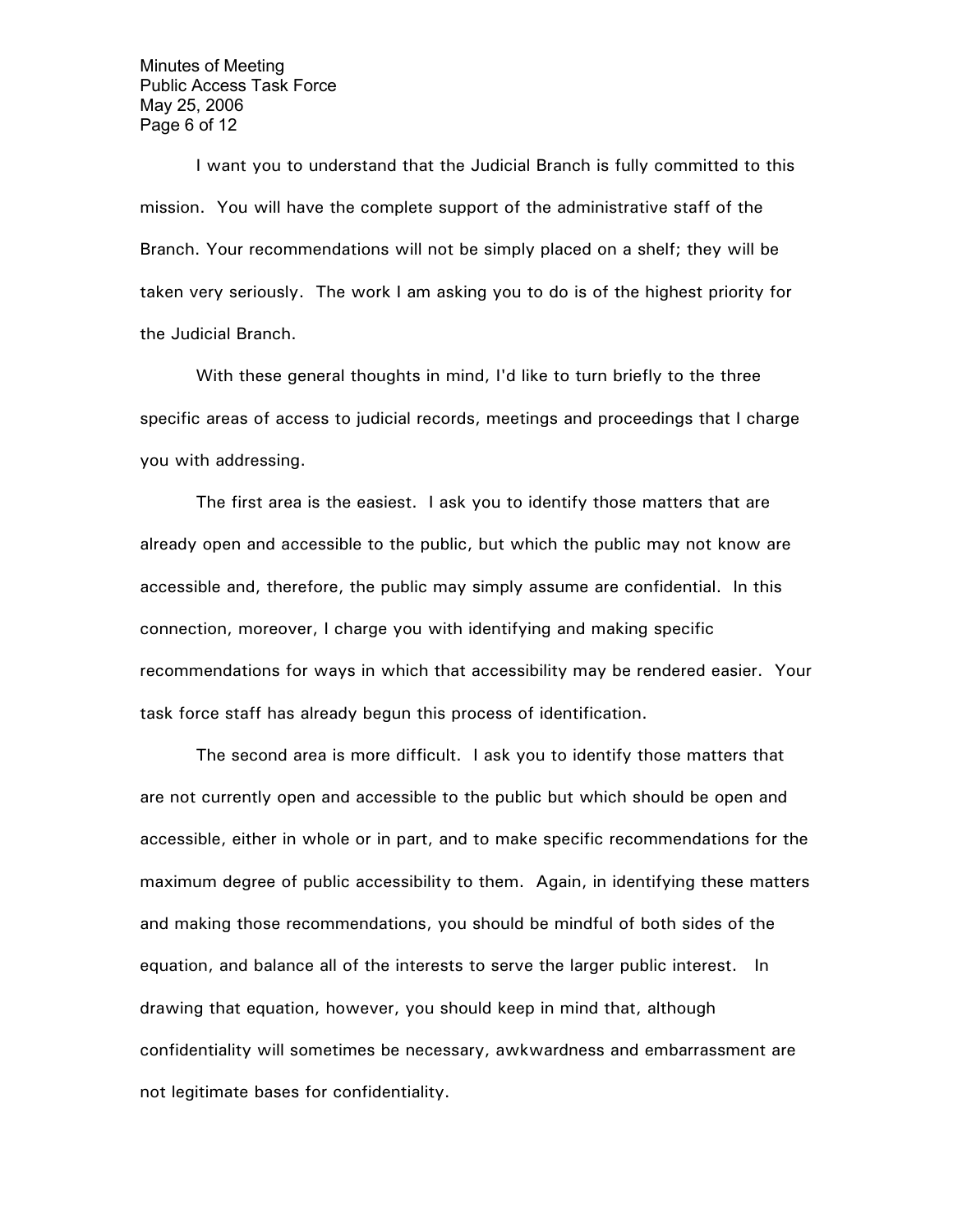I want you to understand that the Judicial Branch is fully committed to this mission. You will have the complete support of the administrative staff of the Branch. Your recommendations will not be simply placed on a shelf; they will be taken very seriously. The work I am asking you to do is of the highest priority for the Judicial Branch.

With these general thoughts in mind, I'd like to turn briefly to the three specific areas of access to judicial records, meetings and proceedings that I charge you with addressing.

The first area is the easiest. I ask you to identify those matters that are already open and accessible to the public, but which the public may not know are accessible and, therefore, the public may simply assume are confidential. In this connection, moreover, I charge you with identifying and making specific recommendations for ways in which that accessibility may be rendered easier. Your task force staff has already begun this process of identification.

The second area is more difficult. I ask you to identify those matters that are not currently open and accessible to the public but which should be open and accessible, either in whole or in part, and to make specific recommendations for the maximum degree of public accessibility to them. Again, in identifying these matters and making those recommendations, you should be mindful of both sides of the equation, and balance all of the interests to serve the larger public interest. In drawing that equation, however, you should keep in mind that, although confidentiality will sometimes be necessary, awkwardness and embarrassment are not legitimate bases for confidentiality.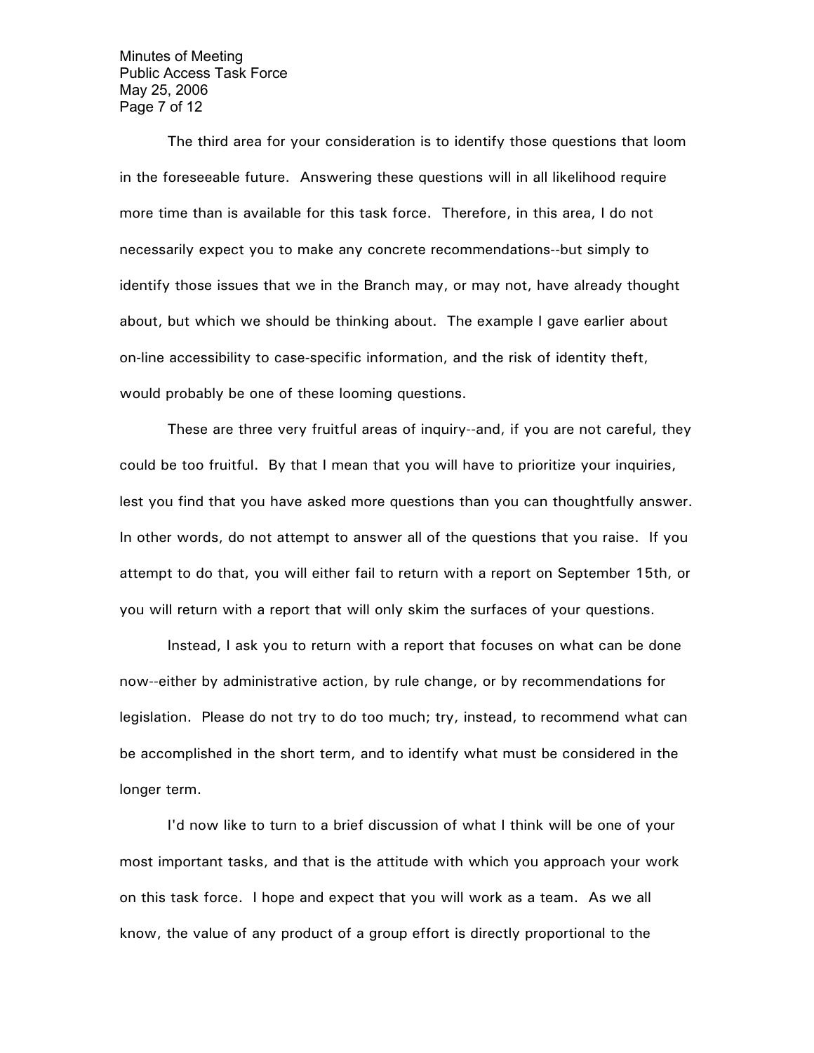The third area for your consideration is to identify those questions that loom in the foreseeable future. Answering these questions will in all likelihood require more time than is available for this task force. Therefore, in this area, I do not necessarily expect you to make any concrete recommendations--but simply to identify those issues that we in the Branch may, or may not, have already thought about, but which we should be thinking about. The example I gave earlier about on-line accessibility to case-specific information, and the risk of identity theft, would probably be one of these looming questions.

These are three very fruitful areas of inquiry--and, if you are not careful, they could be too fruitful. By that I mean that you will have to prioritize your inquiries, lest you find that you have asked more questions than you can thoughtfully answer. In other words, do not attempt to answer all of the questions that you raise. If you attempt to do that, you will either fail to return with a report on September 15th, or you will return with a report that will only skim the surfaces of your questions.

Instead, I ask you to return with a report that focuses on what can be done now--either by administrative action, by rule change, or by recommendations for legislation. Please do not try to do too much; try, instead, to recommend what can be accomplished in the short term, and to identify what must be considered in the longer term.

I'd now like to turn to a brief discussion of what I think will be one of your most important tasks, and that is the attitude with which you approach your work on this task force. I hope and expect that you will work as a team. As we all know, the value of any product of a group effort is directly proportional to the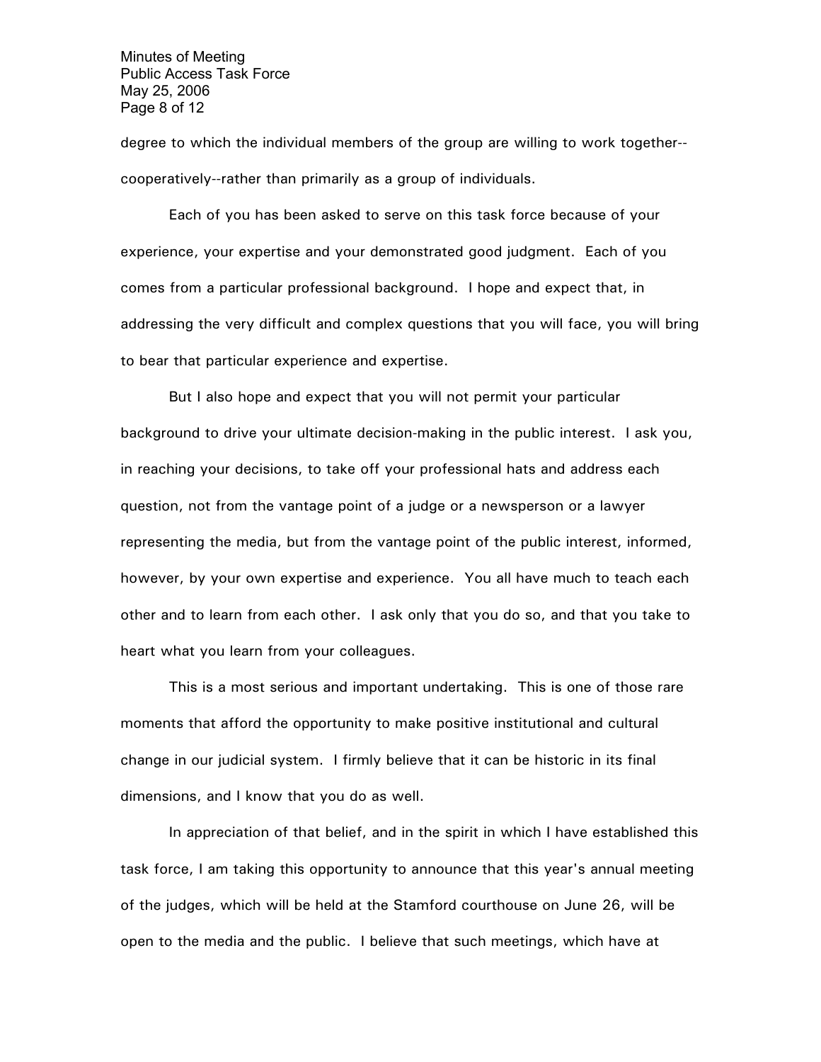degree to which the individual members of the group are willing to work together--cooperatively--rather than primarily as a group of individuals.

Each of you has been asked to serve on this task force because of your experience, your expertise and your demonstrated good judgment. Each of you comes from a particular professional background. I hope and expect that, in addressing the very difficult and complex questions that you will face, you will bring to bear that particular experience and expertise.

But I also hope and expect that you will not permit your particular background to drive your ultimate decision-making in the public interest. I ask you, in reaching your decisions, to take off your professional hats and address each question, not from the vantage point of a judge or a newsperson or a lawyer representing the media, but from the vantage point of the public interest, informed, however, by your own expertise and experience. You all have much to teach each other and to learn from each other. I ask only that you do so, and that you take to heart what you learn from your colleagues.

This is a most serious and important undertaking. This is one of those rare moments that afford the opportunity to make positive institutional and cultural change in our judicial system. I firmly believe that it can be historic in its final dimensions, and I know that you do as well.

In appreciation of that belief, and in the spirit in which I have established this task force, I am taking this opportunity to announce that this year's annual meeting of the judges, which will be held at the Stamford courthouse on June 26, will be open to the media and the public. I believe that such meetings, which have at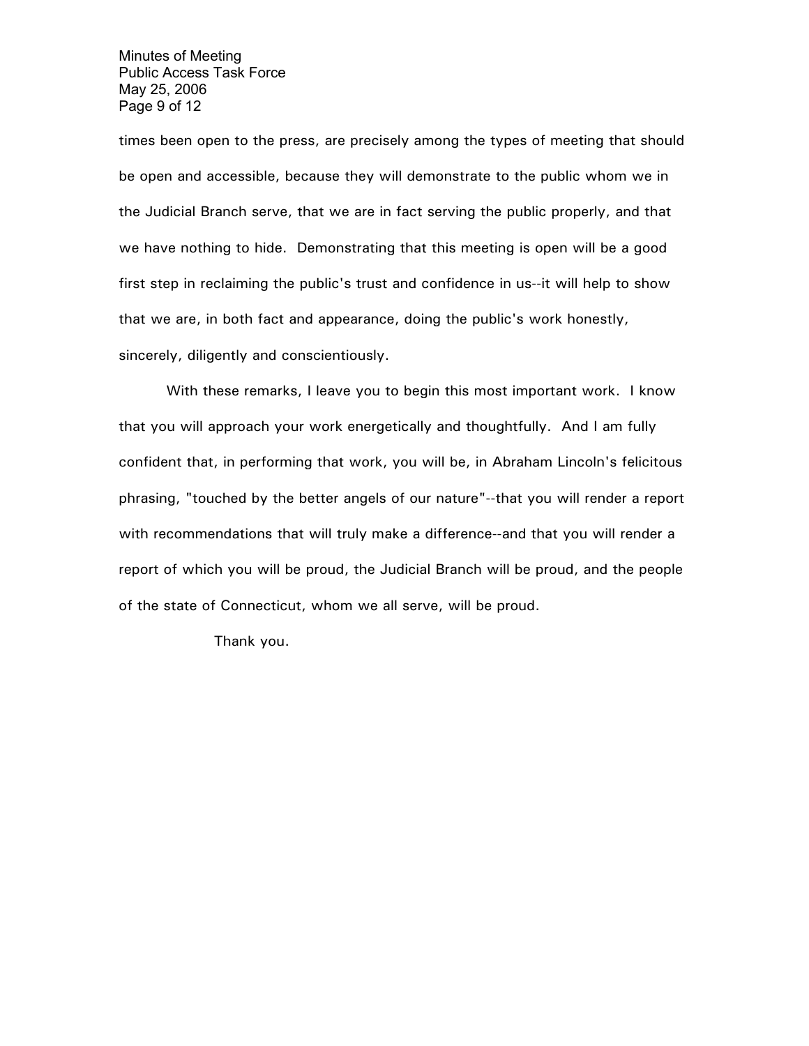times been open to the press, are precisely among the types of meeting that should be open and accessible, because they will demonstrate to the public whom we in the Judicial Branch serve, that we are in fact serving the public properly, and that we have nothing to hide. Demonstrating that this meeting is open will be a good first step in reclaiming the public's trust and confidence in us--it will help to show that we are, in both fact and appearance, doing the public's work honestly, sincerely, diligently and conscientiously.

With these remarks, I leave you to begin this most important work. I know that you will approach your work energetically and thoughtfully. And I am fully confident that, in performing that work, you will be, in Abraham Lincoln's felicitous phrasing, "touched by the better angels of our nature"--that you will render a report with recommendations that will truly make a difference--and that you will render a report of which you will be proud, the Judicial Branch will be proud, and the people of the state of Connecticut, whom we all serve, will be proud.

Thank you.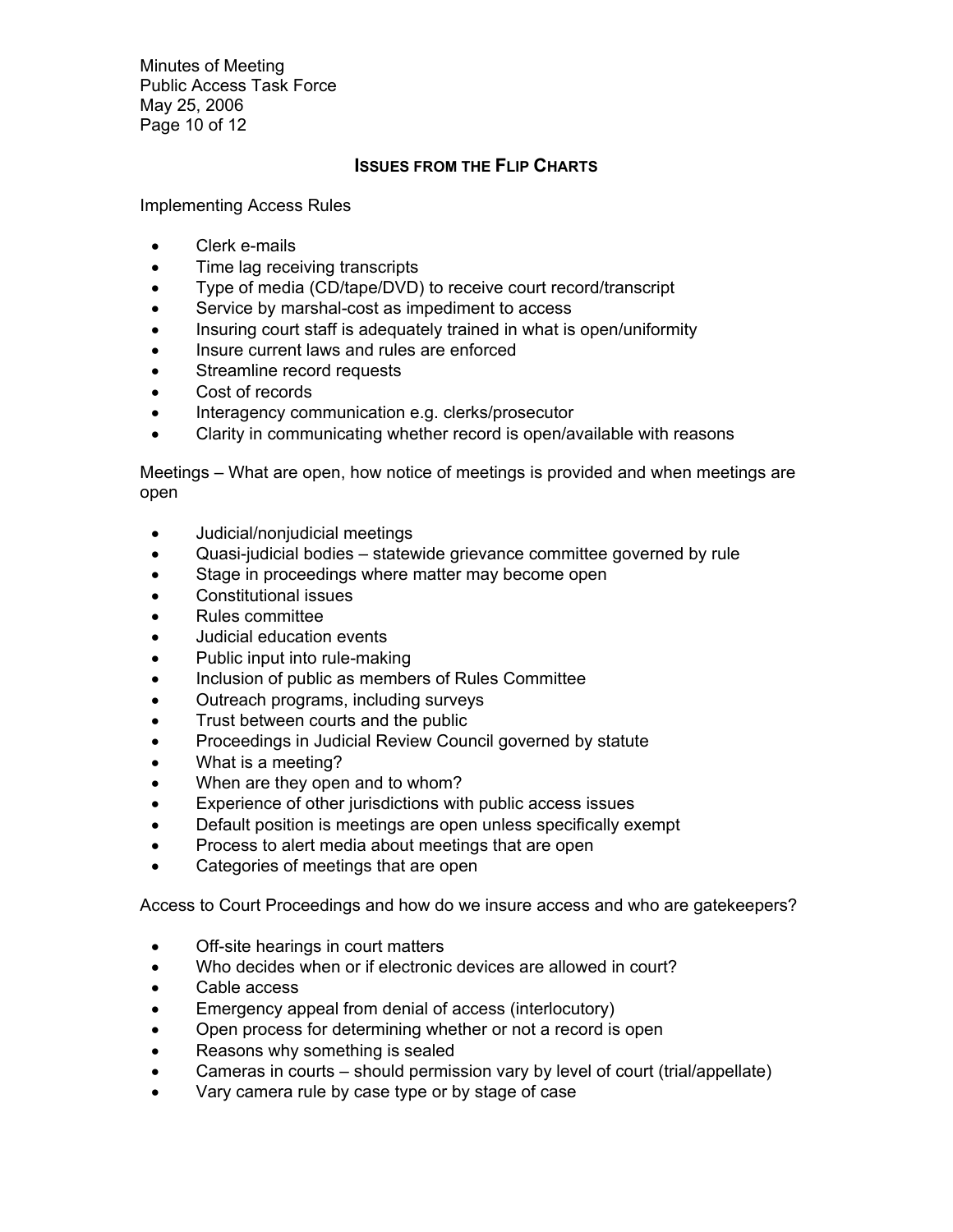## ISSUES FROM THE FLIP CHARTS

Implementing Access Rules

- Clerk e-mails
- Time lag receiving transcripts
- Type of media (CD/tape/DVD) to receive court record/transcript
- Service by marshal-cost as impediment to access
- Insuring court staff is adequately trained in what is open/uniformity
- Insure current laws and rules are enforced
- Streamline record requests
- Cost of records
- Interagency communication e.g. clerks/prosecutor
- Clarity in communicating whether record is open/available with reasons

Meetings – What are open, how notice of meetings is provided and when meetings are open

- Judicial/nonjudicial meetings
- Quasi-judicial bodies – statewide grievance committee governed by rule
- Stage in proceedings where matter may become open
- Constitutional issues
- Rules committee
- Judicial education events
- Public input into rule-making
- Inclusion of public as members of Rules Committee
- Outreach programs, including surveys
- Trust between courts and the public
- Proceedings in Judicial Review Council governed by statute
- What is a meeting?
- When are they open and to whom?
- Experience of other jurisdictions with public access issues
- Default position is meetings are open unless specifically exempt
- Process to alert media about meetings that are open
- Categories of meetings that are open

Access to Court Proceedings and how do we insure access and who are gatekeepers?

- Off-site hearings in court matters
- Who decides when or if electronic devices are allowed in court?
- Cable access
- Emergency appeal from denial of access (interlocutory)
- Open process for determining whether or not a record is open
- Reasons why something is sealed
- Cameras in courts – should permission vary by level of court (trial/appellate)
- Vary camera rule by case type or by stage of case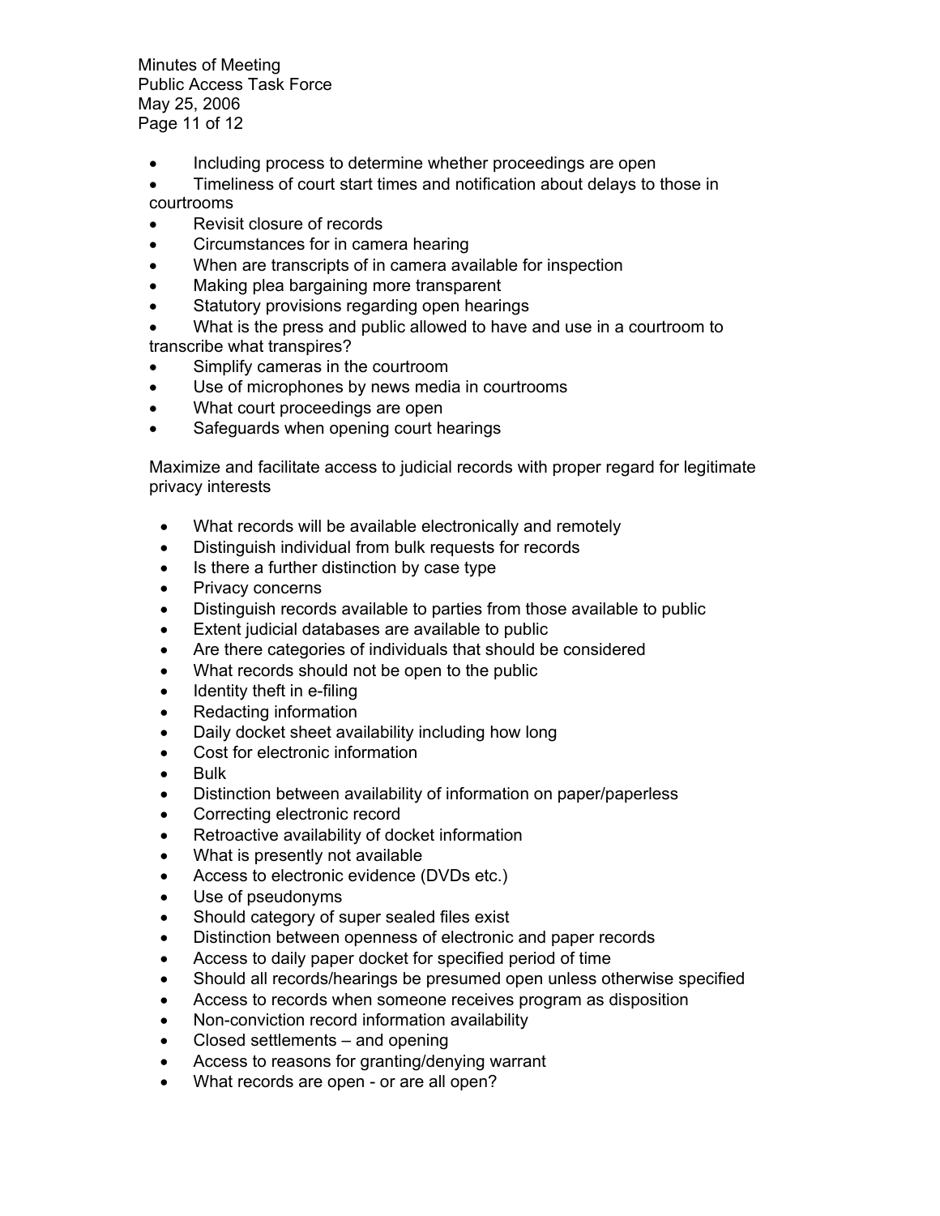- Including process to determine whether proceedings are open
- Timeliness of court start times and notification about delays to those in courtrooms
- Revisit closure of records
- Circumstances for in camera hearing
- When are transcripts of in camera available for inspection
- Making plea bargaining more transparent
- Statutory provisions regarding open hearings
- What is the press and public allowed to have and use in a courtroom to transcribe what transpires?
- Simplify cameras in the courtroom
- Use of microphones by news media in courtrooms
- What court proceedings are open
- Safeguards when opening court hearings

Maximize and facilitate access to judicial records with proper regard for legitimate privacy interests

- What records will be available electronically and remotely
- Distinguish individual from bulk requests for records
- Is there a further distinction by case type
- Privacy concerns
- Distinguish records available to parties from those available to public
- Extent judicial databases are available to public
- Are there categories of individuals that should be considered
- What records should not be open to the public
- Identity theft in e-filing
- Redacting information
- Daily docket sheet availability including how long
- Cost for electronic information
- Bulk
- Distinction between availability of information on paper/paperless
- Correcting electronic record
- Retroactive availability of docket information
- What is presently not available
- Access to electronic evidence (DVDs etc.)
- Use of pseudonyms
- Should category of super sealed files exist
- Distinction between openness of electronic and paper records
- Access to daily paper docket for specified period of time
- Should all records/hearings be presumed open unless otherwise specified
- Access to records when someone receives program as disposition
- Non-conviction record information availability
- Closed settlements – and opening
- Access to reasons for granting/denying warrant
- What records are open - or are all open?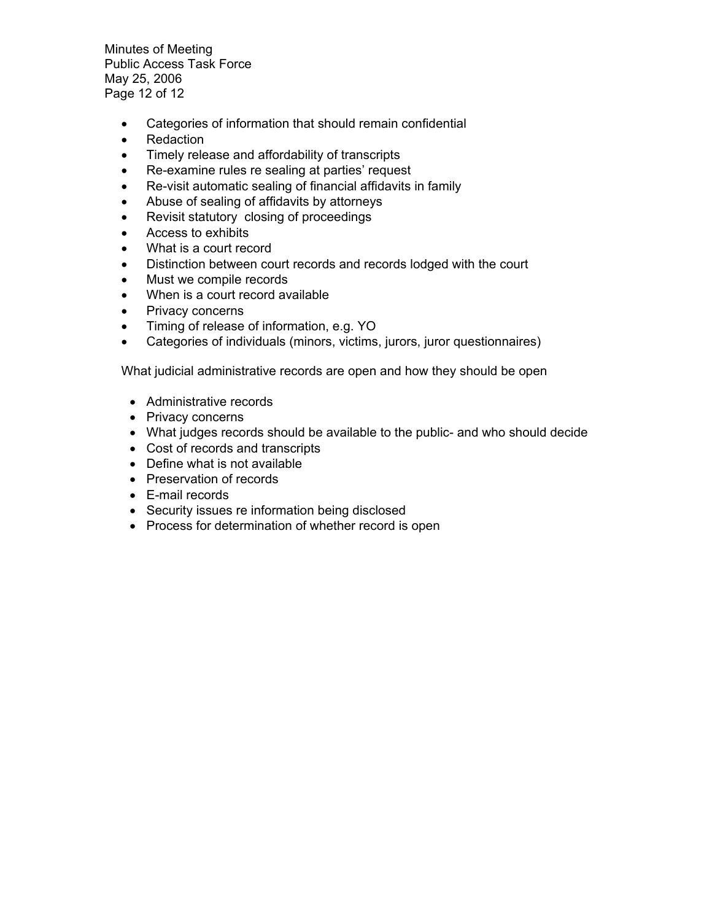- Categories of information that should remain confidential
- Redaction
- Timely release and affordability of transcripts
- Re-examine rules re sealing at parties' request
- Re-visit automatic sealing of financial affidavits in family
- Abuse of sealing of affidavits by attorneys
- Revisit statutory closing of proceedings
- Access to exhibits
- What is a court record
- Distinction between court records and records lodged with the court
- Must we compile records
- When is a court record available
- Privacy concerns
- Timing of release of information, e.g. YO
- Categories of individuals (minors, victims, jurors, juror questionnaires)

What judicial administrative records are open and how they should be open

- Administrative records
- Privacy concerns
- What judges records should be available to the public- and who should decide
- Cost of records and transcripts
- Define what is not available
- Preservation of records
- E-mail records
- Security issues re information being disclosed
- Process for determination of whether record is open